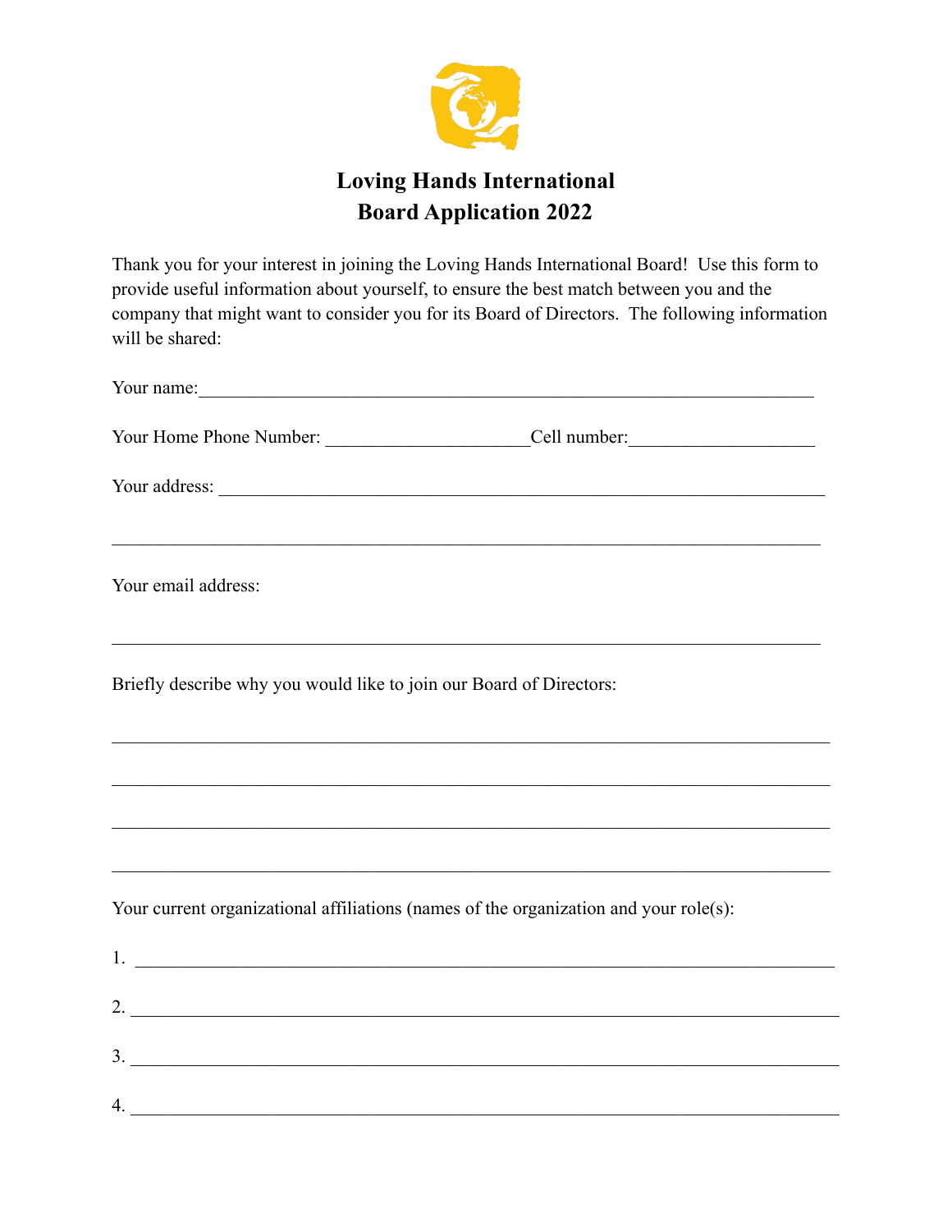# Loving Hands International
# Board Application 2022

Thank you for your interest in joining the Loving Hands International Board! Use this form to provide useful information about yourself, to ensure the best match between you and the company that might want to consider you for its Board of Directors. The following information will be shared:

Your name:\_\_\_\_\_\_\_\_\_\_\_\_\_\_\_\_\_\_\_\_\_\_\_\_\_\_\_\_\_\_\_\_\_\_\_\_\_\_\_\_\_\_\_\_\_\_\_\_\_\_\_\_\_\_\_\_\_\_\_\_\_\_\_\_

Your Home Phone Number: \_\_\_\_\_\_\_\_\_\_\_\_\_\_\_\_\_\_\_\_\_\_Cell number:\_\_\_\_\_\_\_\_\_\_\_\_\_\_\_\_\_\_\_\_

Your address: \_\_\_\_\_\_\_\_\_\_\_\_\_\_\_\_\_\_\_\_\_\_\_\_\_\_\_\_\_\_\_\_\_\_\_\_\_\_\_\_\_\_\_\_\_\_\_\_\_\_\_\_\_\_\_\_\_\_\_\_\_\_\_

\_\_\_\_\_\_\_\_\_\_\_\_\_\_\_\_\_\_\_\_\_\_\_\_\_\_\_\_\_\_\_\_\_\_\_\_\_\_\_\_\_\_\_\_\_\_\_\_\_\_\_\_\_\_\_\_\_\_\_\_\_\_\_\_\_\_\_\_\_\_\_\_\_\_\_

Your email address:

\_\_\_\_\_\_\_\_\_\_\_\_\_\_\_\_\_\_\_\_\_\_\_\_\_\_\_\_\_\_\_\_\_\_\_\_\_\_\_\_\_\_\_\_\_\_\_\_\_\_\_\_\_\_\_\_\_\_\_\_\_\_\_\_\_\_\_\_\_\_\_\_\_\_\_

Briefly describe why you would like to join our Board of Directors:

\_\_\_\_\_\_\_\_\_\_\_\_\_\_\_\_\_\_\_\_\_\_\_\_\_\_\_\_\_\_\_\_\_\_\_\_\_\_\_\_\_\_\_\_\_\_\_\_\_\_\_\_\_\_\_\_\_\_\_\_\_\_\_\_\_\_\_\_\_\_\_\_\_\_\_

\_\_\_\_\_\_\_\_\_\_\_\_\_\_\_\_\_\_\_\_\_\_\_\_\_\_\_\_\_\_\_\_\_\_\_\_\_\_\_\_\_\_\_\_\_\_\_\_\_\_\_\_\_\_\_\_\_\_\_\_\_\_\_\_\_\_\_\_\_\_\_\_\_\_\_

\_\_\_\_\_\_\_\_\_\_\_\_\_\_\_\_\_\_\_\_\_\_\_\_\_\_\_\_\_\_\_\_\_\_\_\_\_\_\_\_\_\_\_\_\_\_\_\_\_\_\_\_\_\_\_\_\_\_\_\_\_\_\_\_\_\_\_\_\_\_\_\_\_\_\_

\_\_\_\_\_\_\_\_\_\_\_\_\_\_\_\_\_\_\_\_\_\_\_\_\_\_\_\_\_\_\_\_\_\_\_\_\_\_\_\_\_\_\_\_\_\_\_\_\_\_\_\_\_\_\_\_\_\_\_\_\_\_\_\_\_\_\_\_\_\_\_\_\_\_\_

Your current organizational affiliations (names of the organization and your role(s):

1. \_\_\_\_\_\_\_\_\_\_\_\_\_\_\_\_\_\_\_\_\_\_\_\_\_\_\_\_\_\_\_\_\_\_\_\_\_\_\_\_\_\_\_\_\_\_\_\_\_\_\_\_\_\_\_\_\_\_\_\_\_\_\_\_\_\_\_\_\_\_\_\_\_

2. \_\_\_\_\_\_\_\_\_\_\_\_\_\_\_\_\_\_\_\_\_\_\_\_\_\_\_\_\_\_\_\_\_\_\_\_\_\_\_\_\_\_\_\_\_\_\_\_\_\_\_\_\_\_\_\_\_\_\_\_\_\_\_\_\_\_\_\_\_\_\_\_\_

3. \_\_\_\_\_\_\_\_\_\_\_\_\_\_\_\_\_\_\_\_\_\_\_\_\_\_\_\_\_\_\_\_\_\_\_\_\_\_\_\_\_\_\_\_\_\_\_\_\_\_\_\_\_\_\_\_\_\_\_\_\_\_\_\_\_\_\_\_\_\_\_\_\_

4. \_\_\_\_\_\_\_\_\_\_\_\_\_\_\_\_\_\_\_\_\_\_\_\_\_\_\_\_\_\_\_\_\_\_\_\_\_\_\_\_\_\_\_\_\_\_\_\_\_\_\_\_\_\_\_\_\_\_\_\_\_\_\_\_\_\_\_\_\_\_\_\_\_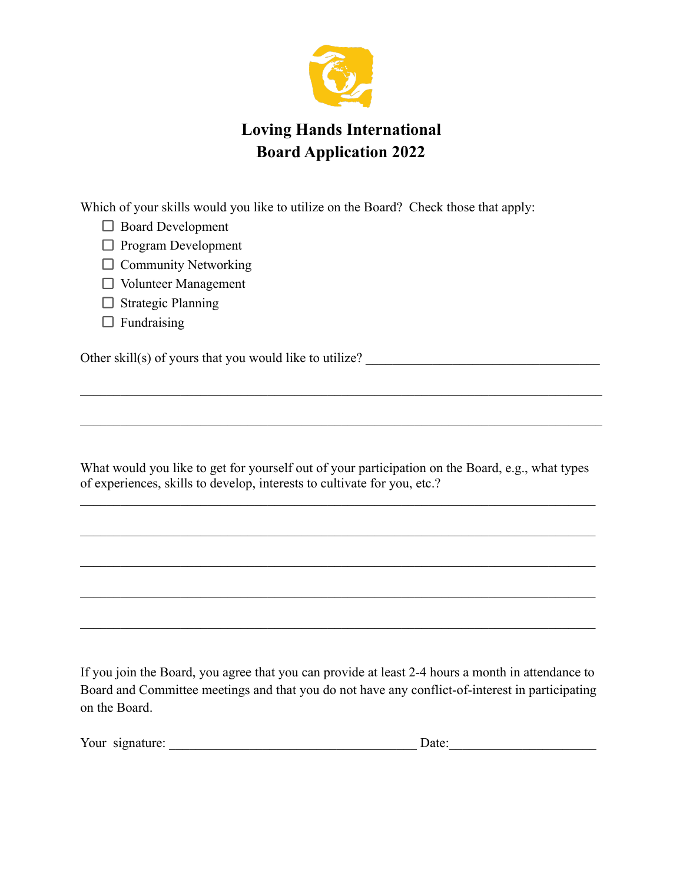# Loving Hands International
## Board Application 2022

Which of your skills would you like to utilize on the Board? Check those that apply:

- ☐ Board Development
- ☐ Program Development
- ☐ Community Networking
- ☐ Volunteer Management
- ☐ Strategic Planning
- ☐ Fundraising

Other skill(s) of yours that you would like to utilize? ___________________________________

_____________________________________________________________________________

_____________________________________________________________________________

What would you like to get for yourself out of your participation on the Board, e.g., what types of experiences, skills to develop, interests to cultivate for you, etc.?

_____________________________________________________________________________

_____________________________________________________________________________

_____________________________________________________________________________

_____________________________________________________________________________

_____________________________________________________________________________

If you join the Board, you agree that you can provide at least 2-4 hours a month in attendance to Board and Committee meetings and that you do not have any conflict-of-interest in participating on the Board.

Your signature: _____________________________________ Date:______________________